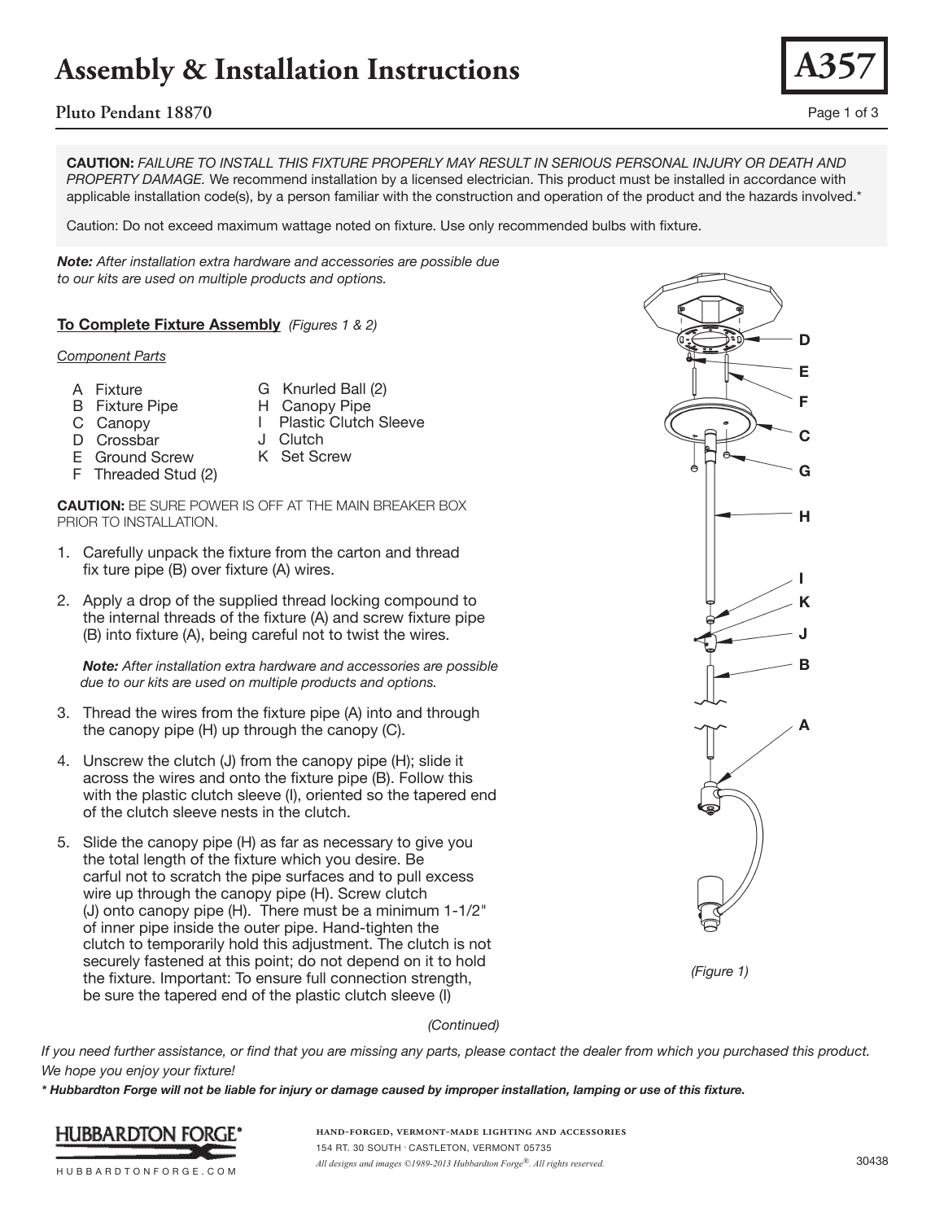# Assembly & Installation Instructions

**A357**

## Pluto Pendant 18870

**CAUTION:** *FAILURE TO INSTALL THIS FIXTURE PROPERLY MAY RESULT IN SERIOUS PERSONAL INJURY OR DEATH AND PROPERTY DAMAGE.* We recommend installation by a licensed electrician. This product must be installed in accordance with applicable installation code(s), by a person familiar with the construction and operation of the product and the hazards involved.*

Caution: Do not exceed maximum wattage noted on fixture. Use only recommended bulbs with fixture.

***Note:*** *After installation extra hardware and accessories are possible due to our kits are used on multiple products and options.*

### To Complete Fixture Assembly *(Figures 1 & 2)*

*Component Parts*

- A Fixture
- B Fixture Pipe
- C Canopy
- D Crossbar
- E Ground Screw
- F Threaded Stud (2)
- G Knurled Ball (2)
- H Canopy Pipe
- I Plastic Clutch Sleeve
- J Clutch
- K Set Screw

**CAUTION:** BE SURE POWER IS OFF AT THE MAIN BREAKER BOX PRIOR TO INSTALLATION.

1. Carefully unpack the fixture from the carton and thread fix ture pipe (B) over fixture (A) wires.
2. Apply a drop of the supplied thread locking compound to the internal threads of the fixture (A) and screw fixture pipe (B) into fixture (A), being careful not to twist the wires.

   ***Note:*** *After installation extra hardware and accessories are possible due to our kits are used on multiple products and options.*
3. Thread the wires from the fixture pipe (A) into and through the canopy pipe (H) up through the canopy (C).
4. Unscrew the clutch (J) from the canopy pipe (H); slide it across the wires and onto the fixture pipe (B). Follow this with the plastic clutch sleeve (I), oriented so the tapered end of the clutch sleeve nests in the clutch.
5. Slide the canopy pipe (H) as far as necessary to give you the total length of the fixture which you desire. Be carful not to scratch the pipe surfaces and to pull excess wire up through the canopy pipe (H). Screw clutch (J) onto canopy pipe (H). There must be a minimum 1-1/2" of inner pipe inside the outer pipe. Hand-tighten the clutch to temporarily hold this adjustment. The clutch is not securely fastened at this point; do not depend on it to hold the fixture. Important: To ensure full connection strength, be sure the tapered end of the plastic clutch sleeve (I)

D E F C G H I K J B A

*(Figure 1)*

*(Continued)*

*If you need further assistance, or find that you are missing any parts, please contact the dealer from which you purchased this product. We hope you enjoy your fixture!*

***\* Hubbardton Forge will not be liable for injury or damage caused by improper installation, lamping or use of this fixture.***

HUBBARDTON FORGE®
HUBBARDTONFORGE.COM

HAND-FORGED, VERMONT-MADE LIGHTING AND ACCESSORIES
154 RT. 30 SOUTH · CASTLETON, VERMONT 05735
*All designs and images ©1989-2013 Hubbardton Forge®. All rights reserved.*

30438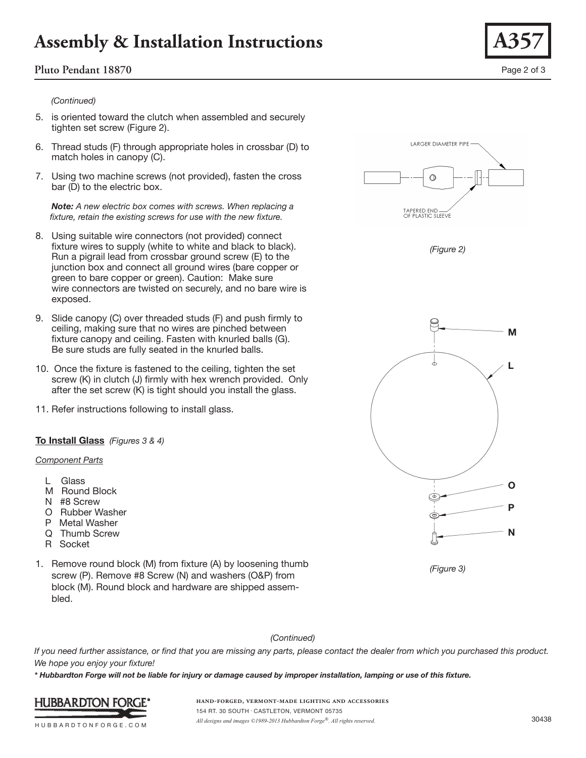*(Continued)*

5. is oriented toward the clutch when assembled and securely tighten set screw (Figure 2).

6. Thread studs (F) through appropriate holes in crossbar (D) to match holes in canopy (C).

7. Using two machine screws (not provided), fasten the cross bar (D) to the electric box.

   ***Note:*** *A new electric box comes with screws. When replacing a fixture, retain the existing screws for use with the new fixture.*

8. Using suitable wire connectors (not provided) connect fixture wires to supply (white to white and black to black). Run a pigrail lead from crossbar ground screw (E) to the junction box and connect all ground wires (bare copper or green to bare copper or green). Caution: Make sure wire connectors are twisted on securely, and no bare wire is exposed.

9. Slide canopy (C) over threaded studs (F) and push firmly to ceiling, making sure that no wires are pinched between fixture canopy and ceiling. Fasten with knurled balls (G). Be sure studs are fully seated in the knurled balls.

10. Once the fixture is fastened to the ceiling, tighten the set screw (K) in clutch (J) firmly with hex wrench provided. Only after the set screw (K) is tight should you install the glass.

11. Refer instructions following to install glass.

LARGER DIAMETER PIPE

TAPERED END OF PLASTIC SLEEVE

*(Figure 2)*

**To Install Glass** *(Figures 3 & 4)*

*Component Parts*

- L Glass
- M Round Block
- N #8 Screw
- O Rubber Washer
- P Metal Washer
- Q Thumb Screw
- R Socket

1. Remove round block (M) from fixture (A) by loosening thumb screw (P). Remove #8 Screw (N) and washers (O&P) from block (M). Round block and hardware are shipped assembled.

M L O P N

*(Figure 3)*

*(Continued)*

*If you need further assistance, or find that you are missing any parts, please contact the dealer from which you purchased this product. We hope you enjoy your fixture!*

***\* Hubbardton Forge will not be liable for injury or damage caused by improper installation, lamping or use of this fixture.***

HUBBARDTON FORGE®
HUBBARDTONFORGE.COM

HAND-FORGED, VERMONT-MADE LIGHTING AND ACCESSORIES
154 RT. 30 SOUTH • CASTLETON, VERMONT 05735
*All designs and images ©1989-2013 Hubbardton Forge®. All rights reserved.*

30438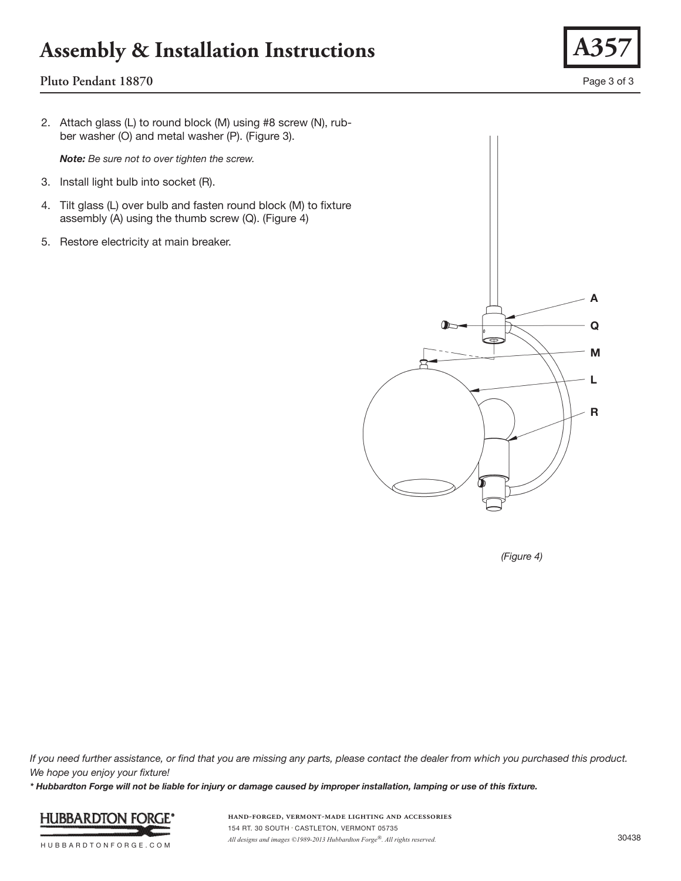2. Attach glass (L) to round block (M) using #8 screw (N), rubber washer (O) and metal washer (P). (Figure 3).

   ***Note:*** *Be sure not to over tighten the screw.*

3. Install light bulb into socket (R).
4. Tilt glass (L) over bulb and fasten round block (M) to fixture assembly (A) using the thumb screw (Q). (Figure 4)
5. Restore electricity at main breaker.

A

Q

M

L

R

*(Figure 4)*

*If you need further assistance, or find that you are missing any parts, please contact the dealer from which you purchased this product. We hope you enjoy your fixture!*

***\* Hubbardton Forge will not be liable for injury or damage caused by improper installation, lamping or use of this fixture.***

HUBBARDTON FORGE®

HUBBARDTONFORGE.COM

HAND-FORGED, VERMONT-MADE LIGHTING AND ACCESSORIES

154 RT. 30 SOUTH · CASTLETON, VERMONT 05735

*All designs and images ©1989-2013 Hubbardton Forge®. All rights reserved.*

30438